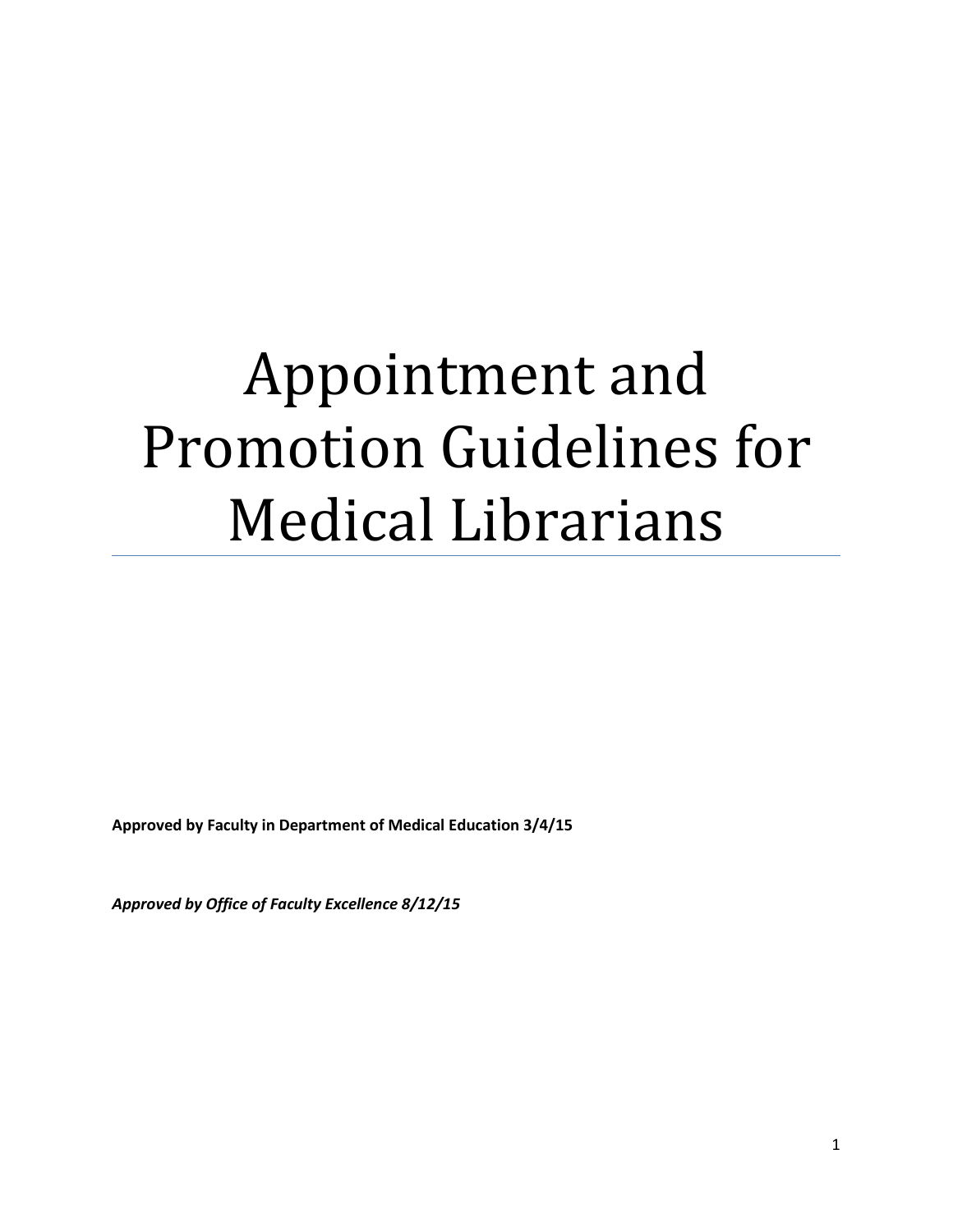# Appointment and Promotion Guidelines for Medical Librarians

**Approved by Faculty in Department of Medical Education 3/4/15**

***Approved by Office of Faculty Excellence 8/12/15***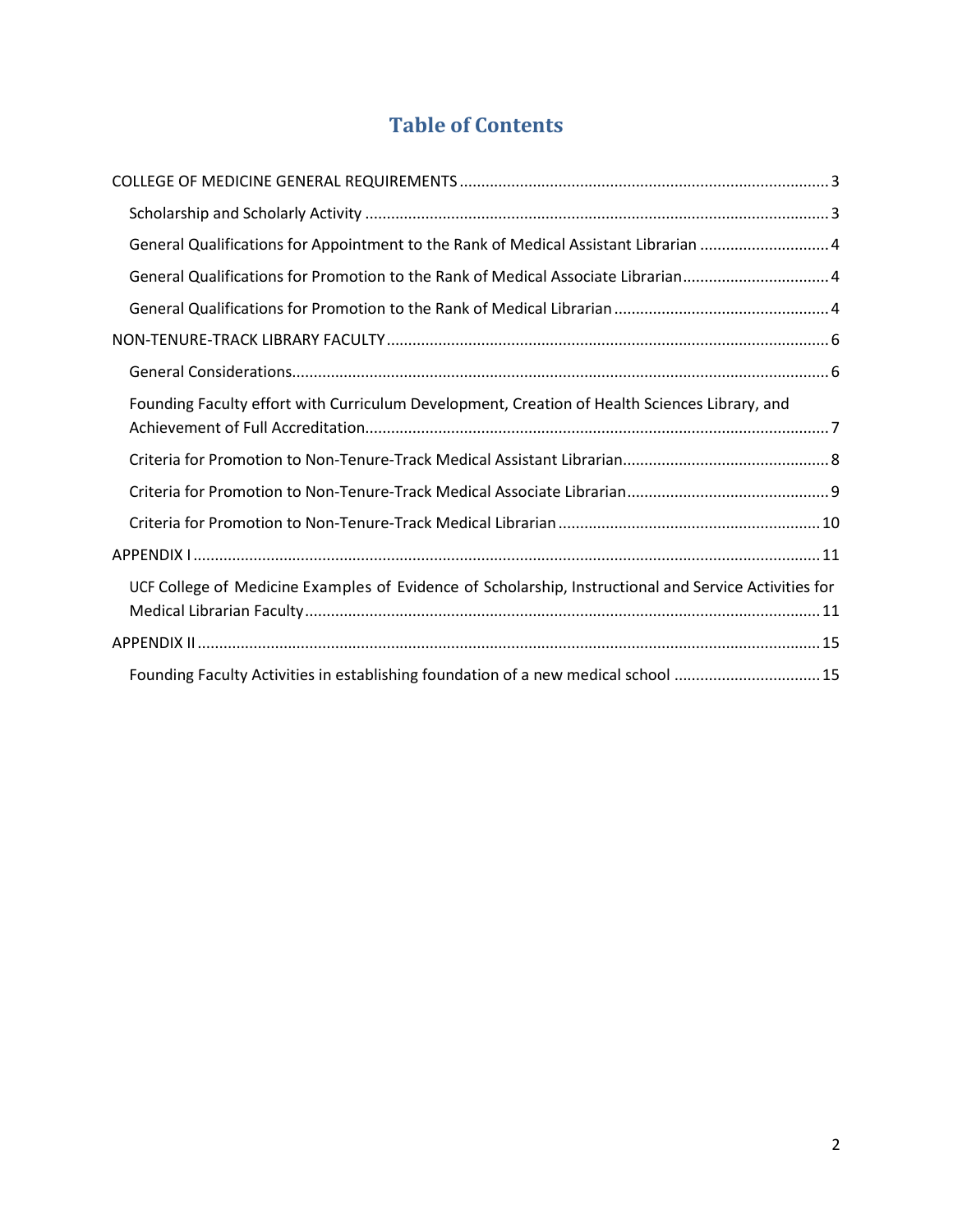# Table of Contents

COLLEGE OF MEDICINE GENERAL REQUIREMENTS ..... 3

- Scholarship and Scholarly Activity ..... 3
- General Qualifications for Appointment to the Rank of Medical Assistant Librarian ..... 4
- General Qualifications for Promotion to the Rank of Medical Associate Librarian ..... 4
- General Qualifications for Promotion to the Rank of Medical Librarian ..... 4

NON-TENURE-TRACK LIBRARY FACULTY ..... 6

- General Considerations ..... 6
- Founding Faculty effort with Curriculum Development, Creation of Health Sciences Library, and Achievement of Full Accreditation ..... 7
- Criteria for Promotion to Non-Tenure-Track Medical Assistant Librarian ..... 8
- Criteria for Promotion to Non-Tenure-Track Medical Associate Librarian ..... 9
- Criteria for Promotion to Non-Tenure-Track Medical Librarian ..... 10

APPENDIX I ..... 11

- UCF College of Medicine Examples of Evidence of Scholarship, Instructional and Service Activities for Medical Librarian Faculty ..... 11

APPENDIX II ..... 15

- Founding Faculty Activities in establishing foundation of a new medical school ..... 15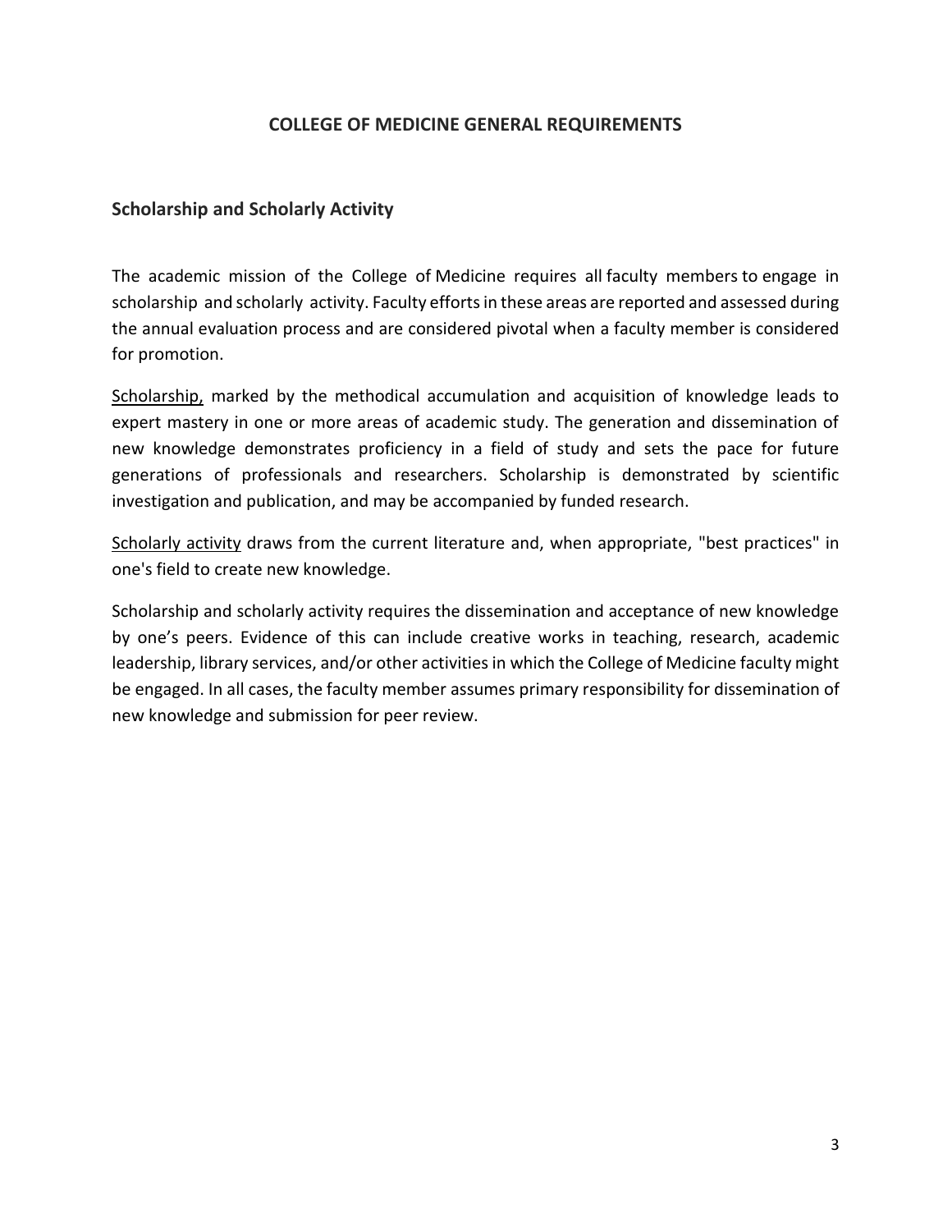## COLLEGE OF MEDICINE GENERAL REQUIREMENTS

### Scholarship and Scholarly Activity

The academic mission of the College of Medicine requires all faculty members to engage in scholarship and scholarly activity. Faculty efforts in these areas are reported and assessed during the annual evaluation process and are considered pivotal when a faculty member is considered for promotion.

<u>Scholarship,</u> marked by the methodical accumulation and acquisition of knowledge leads to expert mastery in one or more areas of academic study. The generation and dissemination of new knowledge demonstrates proficiency in a field of study and sets the pace for future generations of professionals and researchers. Scholarship is demonstrated by scientific investigation and publication, and may be accompanied by funded research.

<u>Scholarly activity</u> draws from the current literature and, when appropriate, "best practices" in one's field to create new knowledge.

Scholarship and scholarly activity requires the dissemination and acceptance of new knowledge by one's peers. Evidence of this can include creative works in teaching, research, academic leadership, library services, and/or other activities in which the College of Medicine faculty might be engaged. In all cases, the faculty member assumes primary responsibility for dissemination of new knowledge and submission for peer review.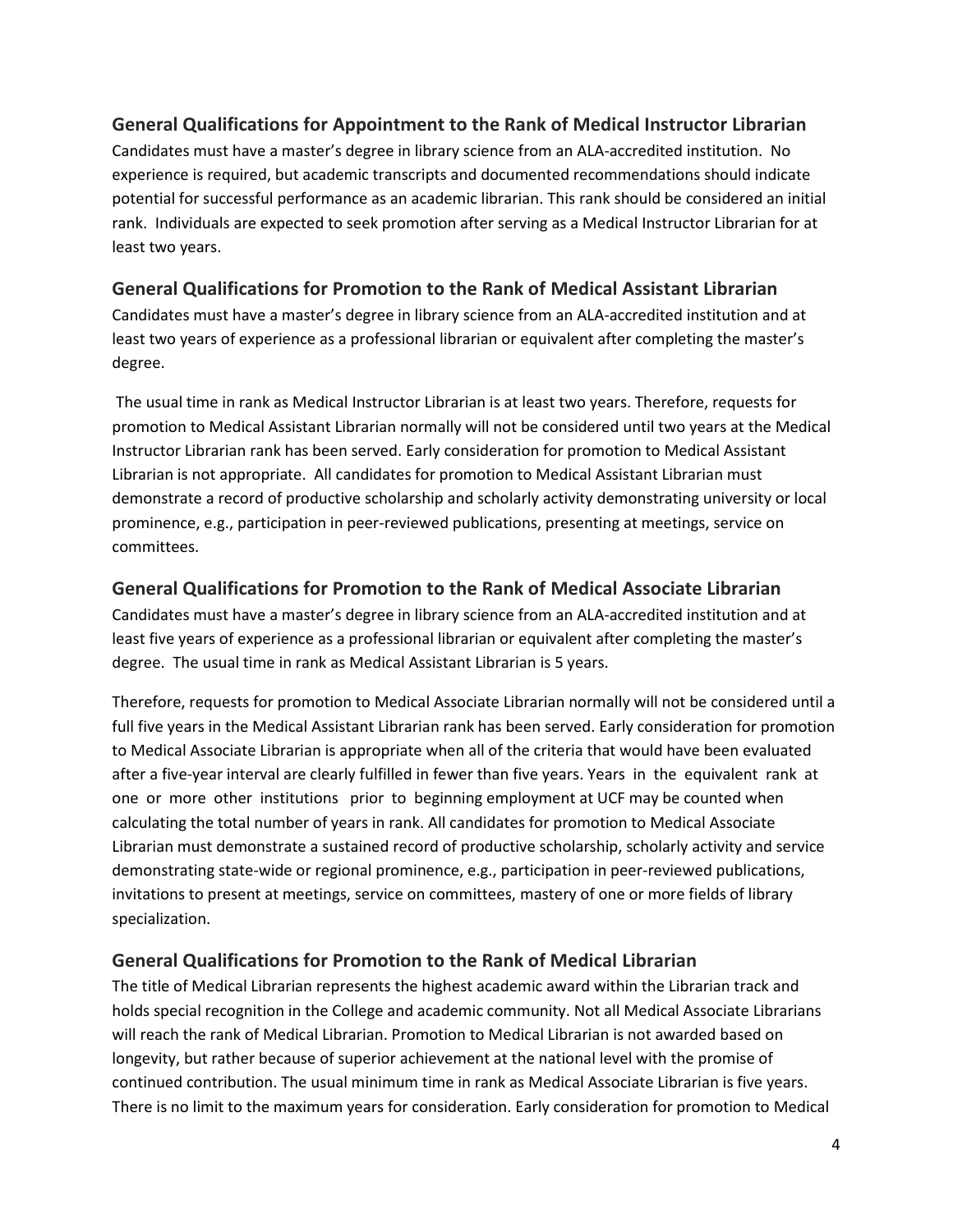## General Qualifications for Appointment to the Rank of Medical Instructor Librarian

Candidates must have a master's degree in library science from an ALA-accredited institution. No experience is required, but academic transcripts and documented recommendations should indicate potential for successful performance as an academic librarian. This rank should be considered an initial rank. Individuals are expected to seek promotion after serving as a Medical Instructor Librarian for at least two years.

## General Qualifications for Promotion to the Rank of Medical Assistant Librarian

Candidates must have a master's degree in library science from an ALA-accredited institution and at least two years of experience as a professional librarian or equivalent after completing the master's degree.

The usual time in rank as Medical Instructor Librarian is at least two years. Therefore, requests for promotion to Medical Assistant Librarian normally will not be considered until two years at the Medical Instructor Librarian rank has been served. Early consideration for promotion to Medical Assistant Librarian is not appropriate. All candidates for promotion to Medical Assistant Librarian must demonstrate a record of productive scholarship and scholarly activity demonstrating university or local prominence, e.g., participation in peer-reviewed publications, presenting at meetings, service on committees.

## General Qualifications for Promotion to the Rank of Medical Associate Librarian

Candidates must have a master's degree in library science from an ALA-accredited institution and at least five years of experience as a professional librarian or equivalent after completing the master's degree. The usual time in rank as Medical Assistant Librarian is 5 years.

Therefore, requests for promotion to Medical Associate Librarian normally will not be considered until a full five years in the Medical Assistant Librarian rank has been served. Early consideration for promotion to Medical Associate Librarian is appropriate when all of the criteria that would have been evaluated after a five-year interval are clearly fulfilled in fewer than five years. Years in the equivalent rank at one or more other institutions prior to beginning employment at UCF may be counted when calculating the total number of years in rank. All candidates for promotion to Medical Associate Librarian must demonstrate a sustained record of productive scholarship, scholarly activity and service demonstrating state-wide or regional prominence, e.g., participation in peer-reviewed publications, invitations to present at meetings, service on committees, mastery of one or more fields of library specialization.

## General Qualifications for Promotion to the Rank of Medical Librarian

The title of Medical Librarian represents the highest academic award within the Librarian track and holds special recognition in the College and academic community. Not all Medical Associate Librarians will reach the rank of Medical Librarian. Promotion to Medical Librarian is not awarded based on longevity, but rather because of superior achievement at the national level with the promise of continued contribution. The usual minimum time in rank as Medical Associate Librarian is five years. There is no limit to the maximum years for consideration. Early consideration for promotion to Medical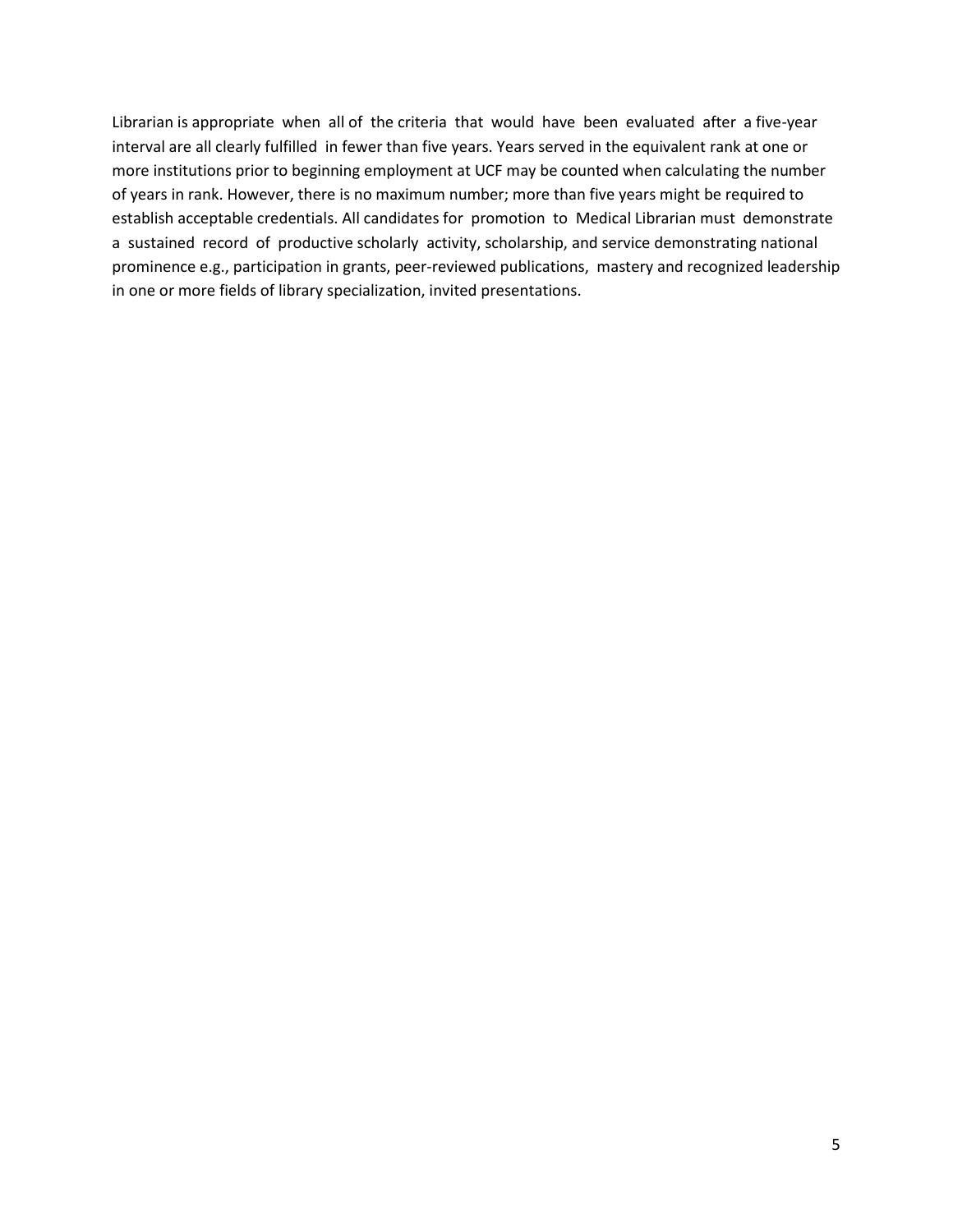Librarian is appropriate when all of the criteria that would have been evaluated after a five-year interval are all clearly fulfilled in fewer than five years. Years served in the equivalent rank at one or more institutions prior to beginning employment at UCF may be counted when calculating the number of years in rank. However, there is no maximum number; more than five years might be required to establish acceptable credentials. All candidates for promotion to Medical Librarian must demonstrate a sustained record of productive scholarly activity, scholarship, and service demonstrating national prominence e.g., participation in grants, peer-reviewed publications, mastery and recognized leadership in one or more fields of library specialization, invited presentations.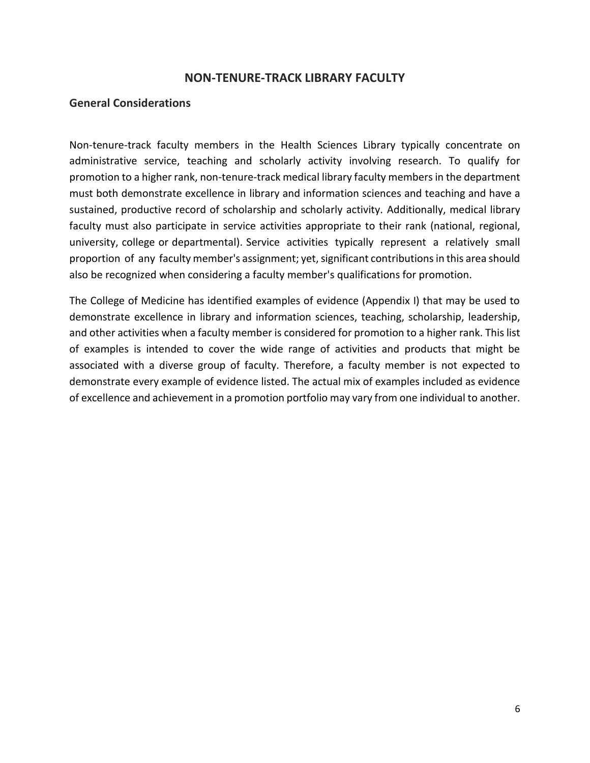# NON-TENURE-TRACK LIBRARY FACULTY

## General Considerations

Non-tenure-track faculty members in the Health Sciences Library typically concentrate on administrative service, teaching and scholarly activity involving research. To qualify for promotion to a higher rank, non-tenure-track medical library faculty members in the department must both demonstrate excellence in library and information sciences and teaching and have a sustained, productive record of scholarship and scholarly activity. Additionally, medical library faculty must also participate in service activities appropriate to their rank (national, regional, university, college or departmental). Service activities typically represent a relatively small proportion of any faculty member's assignment; yet, significant contributions in this area should also be recognized when considering a faculty member's qualifications for promotion.

The College of Medicine has identified examples of evidence (Appendix I) that may be used to demonstrate excellence in library and information sciences, teaching, scholarship, leadership, and other activities when a faculty member is considered for promotion to a higher rank. This list of examples is intended to cover the wide range of activities and products that might be associated with a diverse group of faculty. Therefore, a faculty member is not expected to demonstrate every example of evidence listed. The actual mix of examples included as evidence of excellence and achievement in a promotion portfolio may vary from one individual to another.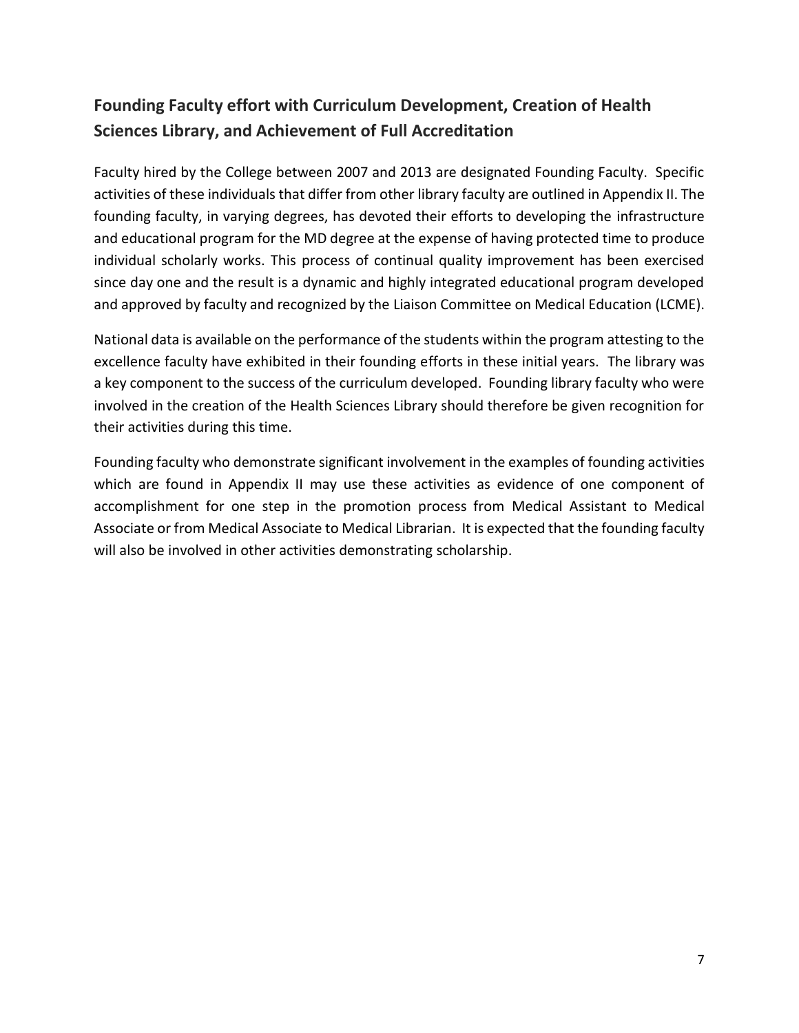## Founding Faculty effort with Curriculum Development, Creation of Health Sciences Library, and Achievement of Full Accreditation

Faculty hired by the College between 2007 and 2013 are designated Founding Faculty. Specific activities of these individuals that differ from other library faculty are outlined in Appendix II. The founding faculty, in varying degrees, has devoted their efforts to developing the infrastructure and educational program for the MD degree at the expense of having protected time to produce individual scholarly works. This process of continual quality improvement has been exercised since day one and the result is a dynamic and highly integrated educational program developed and approved by faculty and recognized by the Liaison Committee on Medical Education (LCME).

National data is available on the performance of the students within the program attesting to the excellence faculty have exhibited in their founding efforts in these initial years. The library was a key component to the success of the curriculum developed. Founding library faculty who were involved in the creation of the Health Sciences Library should therefore be given recognition for their activities during this time.

Founding faculty who demonstrate significant involvement in the examples of founding activities which are found in Appendix II may use these activities as evidence of one component of accomplishment for one step in the promotion process from Medical Assistant to Medical Associate or from Medical Associate to Medical Librarian. It is expected that the founding faculty will also be involved in other activities demonstrating scholarship.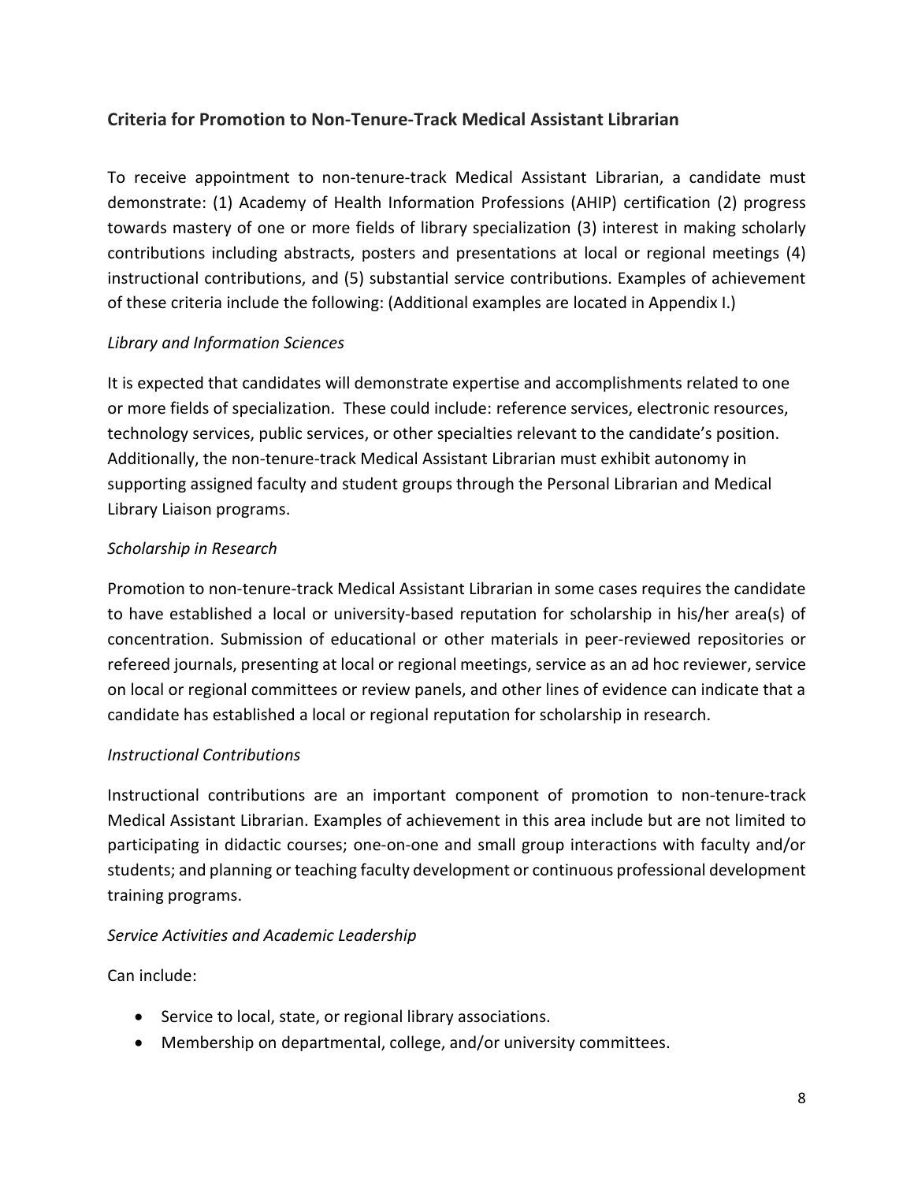## Criteria for Promotion to Non-Tenure-Track Medical Assistant Librarian

To receive appointment to non-tenure-track Medical Assistant Librarian, a candidate must demonstrate: (1) Academy of Health Information Professions (AHIP) certification (2) progress towards mastery of one or more fields of library specialization (3) interest in making scholarly contributions including abstracts, posters and presentations at local or regional meetings (4) instructional contributions, and (5) substantial service contributions. Examples of achievement of these criteria include the following: (Additional examples are located in Appendix I.)

*Library and Information Sciences*

It is expected that candidates will demonstrate expertise and accomplishments related to one or more fields of specialization. These could include: reference services, electronic resources, technology services, public services, or other specialties relevant to the candidate's position. Additionally, the non-tenure-track Medical Assistant Librarian must exhibit autonomy in supporting assigned faculty and student groups through the Personal Librarian and Medical Library Liaison programs.

*Scholarship in Research*

Promotion to non-tenure-track Medical Assistant Librarian in some cases requires the candidate to have established a local or university-based reputation for scholarship in his/her area(s) of concentration. Submission of educational or other materials in peer-reviewed repositories or refereed journals, presenting at local or regional meetings, service as an ad hoc reviewer, service on local or regional committees or review panels, and other lines of evidence can indicate that a candidate has established a local or regional reputation for scholarship in research.

*Instructional Contributions*

Instructional contributions are an important component of promotion to non-tenure-track Medical Assistant Librarian. Examples of achievement in this area include but are not limited to participating in didactic courses; one-on-one and small group interactions with faculty and/or students; and planning or teaching faculty development or continuous professional development training programs.

*Service Activities and Academic Leadership*

Can include:

- Service to local, state, or regional library associations.
- Membership on departmental, college, and/or university committees.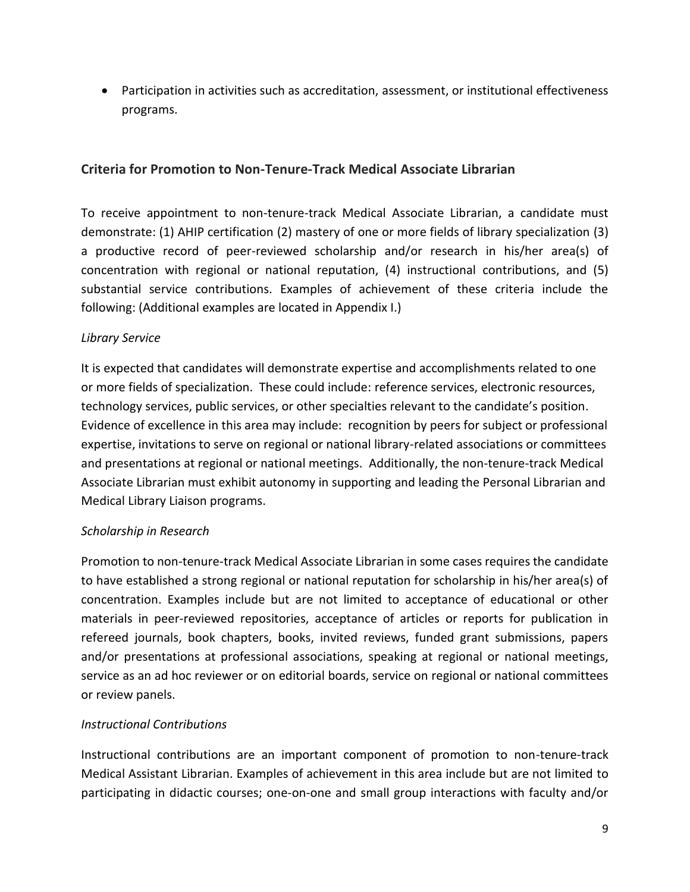- Participation in activities such as accreditation, assessment, or institutional effectiveness programs.

## Criteria for Promotion to Non-Tenure-Track Medical Associate Librarian

To receive appointment to non-tenure-track Medical Associate Librarian, a candidate must demonstrate: (1) AHIP certification (2) mastery of one or more fields of library specialization (3) a productive record of peer-reviewed scholarship and/or research in his/her area(s) of concentration with regional or national reputation, (4) instructional contributions, and (5) substantial service contributions. Examples of achievement of these criteria include the following: (Additional examples are located in Appendix I.)

*Library Service*

It is expected that candidates will demonstrate expertise and accomplishments related to one or more fields of specialization. These could include: reference services, electronic resources, technology services, public services, or other specialties relevant to the candidate's position. Evidence of excellence in this area may include: recognition by peers for subject or professional expertise, invitations to serve on regional or national library-related associations or committees and presentations at regional or national meetings. Additionally, the non-tenure-track Medical Associate Librarian must exhibit autonomy in supporting and leading the Personal Librarian and Medical Library Liaison programs.

*Scholarship in Research*

Promotion to non-tenure-track Medical Associate Librarian in some cases requires the candidate to have established a strong regional or national reputation for scholarship in his/her area(s) of concentration. Examples include but are not limited to acceptance of educational or other materials in peer-reviewed repositories, acceptance of articles or reports for publication in refereed journals, book chapters, books, invited reviews, funded grant submissions, papers and/or presentations at professional associations, speaking at regional or national meetings, service as an ad hoc reviewer or on editorial boards, service on regional or national committees or review panels.

*Instructional Contributions*

Instructional contributions are an important component of promotion to non-tenure-track Medical Assistant Librarian. Examples of achievement in this area include but are not limited to participating in didactic courses; one-on-one and small group interactions with faculty and/or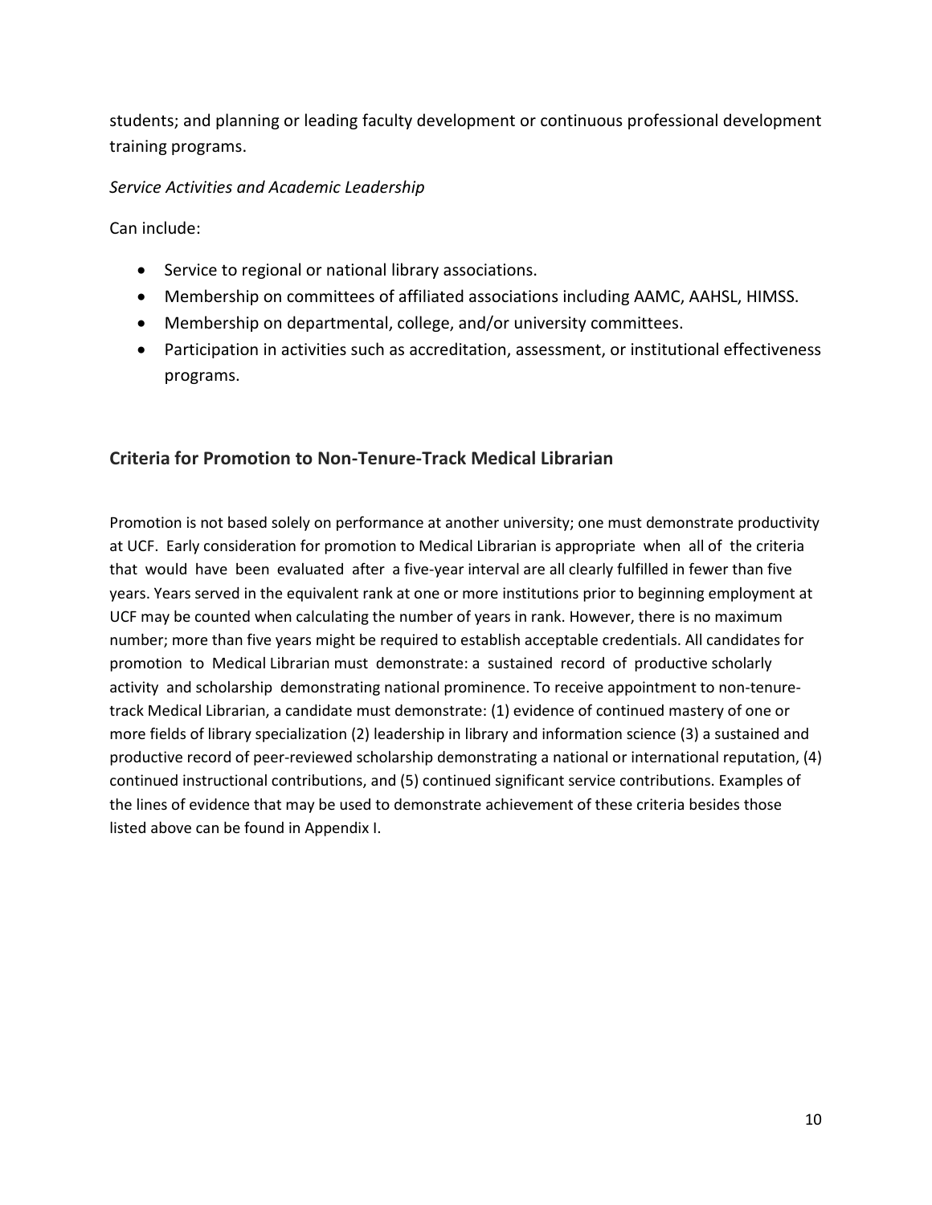students; and planning or leading faculty development or continuous professional development training programs.

*Service Activities and Academic Leadership*

Can include:

- Service to regional or national library associations.
- Membership on committees of affiliated associations including AAMC, AAHSL, HIMSS.
- Membership on departmental, college, and/or university committees.
- Participation in activities such as accreditation, assessment, or institutional effectiveness programs.

## Criteria for Promotion to Non-Tenure-Track Medical Librarian

Promotion is not based solely on performance at another university; one must demonstrate productivity at UCF. Early consideration for promotion to Medical Librarian is appropriate when all of the criteria that would have been evaluated after a five-year interval are all clearly fulfilled in fewer than five years. Years served in the equivalent rank at one or more institutions prior to beginning employment at UCF may be counted when calculating the number of years in rank. However, there is no maximum number; more than five years might be required to establish acceptable credentials. All candidates for promotion to Medical Librarian must demonstrate: a sustained record of productive scholarly activity and scholarship demonstrating national prominence. To receive appointment to non-tenure-track Medical Librarian, a candidate must demonstrate: (1) evidence of continued mastery of one or more fields of library specialization (2) leadership in library and information science (3) a sustained and productive record of peer-reviewed scholarship demonstrating a national or international reputation, (4) continued instructional contributions, and (5) continued significant service contributions. Examples of the lines of evidence that may be used to demonstrate achievement of these criteria besides those listed above can be found in Appendix I.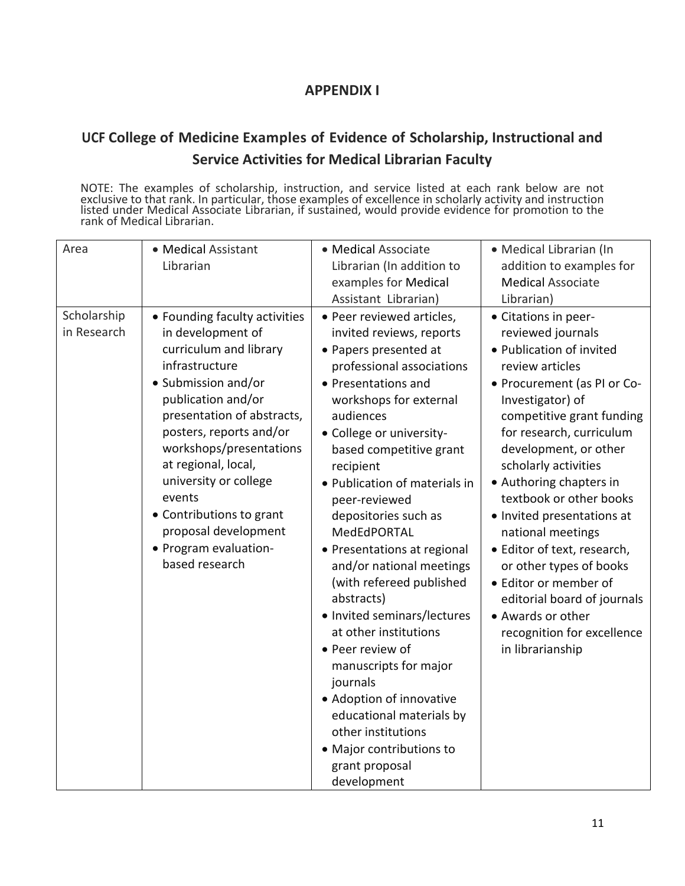# APPENDIX I

## UCF College of Medicine Examples of Evidence of Scholarship, Instructional and Service Activities for Medical Librarian Faculty

NOTE: The examples of scholarship, instruction, and service listed at each rank below are not exclusive to that rank. In particular, those examples of excellence in scholarly activity and instruction listed under Medical Associate Librarian, if sustained, would provide evidence for promotion to the rank of Medical Librarian.

| Area | • Medical Assistant Librarian | • Medical Associate Librarian (In addition to examples for Medical Assistant Librarian) | • Medical Librarian (In addition to examples for Medical Associate Librarian) |
|---|---|---|---|
| Scholarship in Research | • Founding faculty activities in development of curriculum and library infrastructure<br>• Submission and/or publication and/or presentation of abstracts, posters, reports and/or workshops/presentations at regional, local, university or college events<br>• Contributions to grant proposal development<br>• Program evaluation-based research | • Peer reviewed articles, invited reviews, reports<br>• Papers presented at professional associations<br>• Presentations and workshops for external audiences<br>• College or university-based competitive grant recipient<br>• Publication of materials in peer-reviewed depositories such as MedEdPORTAL<br>• Presentations at regional and/or national meetings (with refereed published abstracts)<br>• Invited seminars/lectures at other institutions<br>• Peer review of manuscripts for major journals<br>• Adoption of innovative educational materials by other institutions<br>• Major contributions to grant proposal development | • Citations in peer-reviewed journals<br>• Publication of invited review articles<br>• Procurement (as PI or Co-Investigator) of competitive grant funding for research, curriculum development, or other scholarly activities<br>• Authoring chapters in textbook or other books<br>• Invited presentations at national meetings<br>• Editor of text, research, or other types of books<br>• Editor or member of editorial board of journals<br>• Awards or other recognition for excellence in librarianship |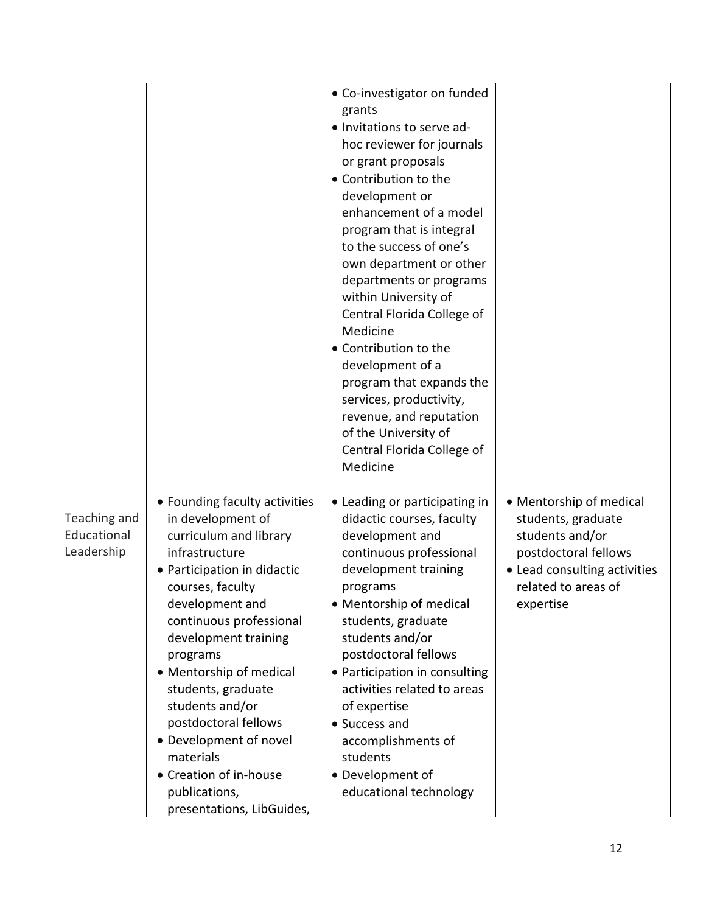| | | | |
|---|---|---|---|
| | | • Co-investigator on funded grants<br>• Invitations to serve ad-hoc reviewer for journals or grant proposals<br>• Contribution to the development or enhancement of a model program that is integral to the success of one's own department or other departments or programs within University of Central Florida College of Medicine<br>• Contribution to the development of a program that expands the services, productivity, revenue, and reputation of the University of Central Florida College of Medicine | |
| Teaching and Educational Leadership | • Founding faculty activities in development of curriculum and library infrastructure<br>• Participation in didactic courses, faculty development and continuous professional development training programs<br>• Mentorship of medical students, graduate students and/or postdoctoral fellows<br>• Development of novel materials<br>• Creation of in-house publications, presentations, LibGuides, | • Leading or participating in didactic courses, faculty development and continuous professional development training programs<br>• Mentorship of medical students, graduate students and/or postdoctoral fellows<br>• Participation in consulting activities related to areas of expertise<br>• Success and accomplishments of students<br>• Development of educational technology | • Mentorship of medical students, graduate students and/or postdoctoral fellows<br>• Lead consulting activities related to areas of expertise |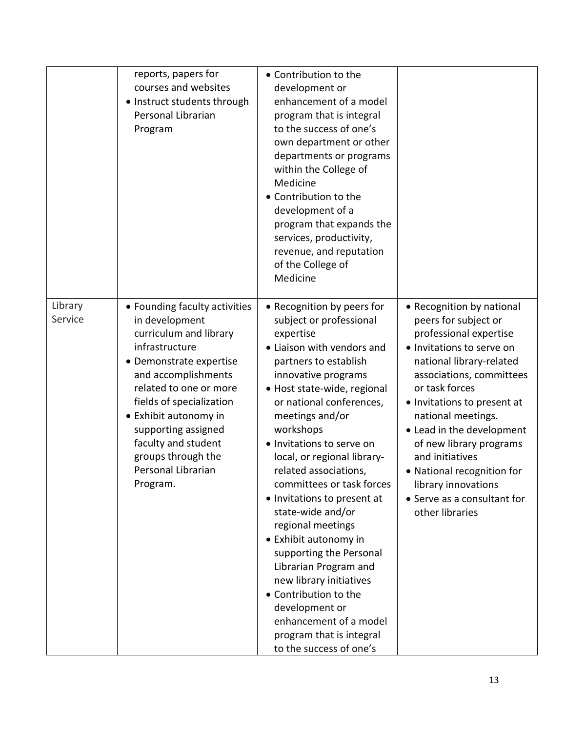| | | | |
|---|---|---|---|
| | reports, papers for courses and websites<br>• Instruct students through Personal Librarian Program | • Contribution to the development or enhancement of a model program that is integral to the success of one's own department or other departments or programs within the College of Medicine<br>• Contribution to the development of a program that expands the services, productivity, revenue, and reputation of the College of Medicine | |
| Library Service | • Founding faculty activities in development curriculum and library infrastructure<br>• Demonstrate expertise and accomplishments related to one or more fields of specialization<br>• Exhibit autonomy in supporting assigned faculty and student groups through the Personal Librarian Program. | • Recognition by peers for subject or professional expertise<br>• Liaison with vendors and partners to establish innovative programs<br>• Host state-wide, regional or national conferences, meetings and/or workshops<br>• Invitations to serve on local, or regional library-related associations, committees or task forces<br>• Invitations to present at state-wide and/or regional meetings<br>• Exhibit autonomy in supporting the Personal Librarian Program and new library initiatives<br>• Contribution to the development or enhancement of a model program that is integral to the success of one's | • Recognition by national peers for subject or professional expertise<br>• Invitations to serve on national library-related associations, committees or task forces<br>• Invitations to present at national meetings.<br>• Lead in the development of new library programs and initiatives<br>• National recognition for library innovations<br>• Serve as a consultant for other libraries |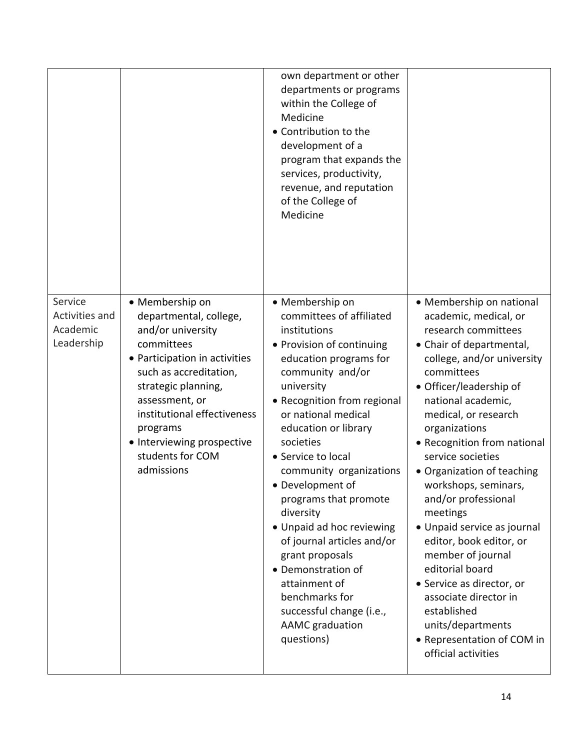| | | | |
|---|---|---|---|
| | | own department or other departments or programs within the College of Medicine<br>• Contribution to the development of a program that expands the services, productivity, revenue, and reputation of the College of Medicine | |
| Service Activities and Academic Leadership | • Membership on departmental, college, and/or university committees<br>• Participation in activities such as accreditation, strategic planning, assessment, or institutional effectiveness programs<br>• Interviewing prospective students for COM admissions | • Membership on committees of affiliated institutions<br>• Provision of continuing education programs for community and/or university<br>• Recognition from regional or national medical education or library societies<br>• Service to local community organizations<br>• Development of programs that promote diversity<br>• Unpaid ad hoc reviewing of journal articles and/or grant proposals<br>• Demonstration of attainment of benchmarks for successful change (i.e., AAMC graduation questions) | • Membership on national academic, medical, or research committees<br>• Chair of departmental, college, and/or university committees<br>• Officer/leadership of national academic, medical, or research organizations<br>• Recognition from national service societies<br>• Organization of teaching workshops, seminars, and/or professional meetings<br>• Unpaid service as journal editor, book editor, or member of journal editorial board<br>• Service as director, or associate director in established units/departments<br>• Representation of COM in official activities |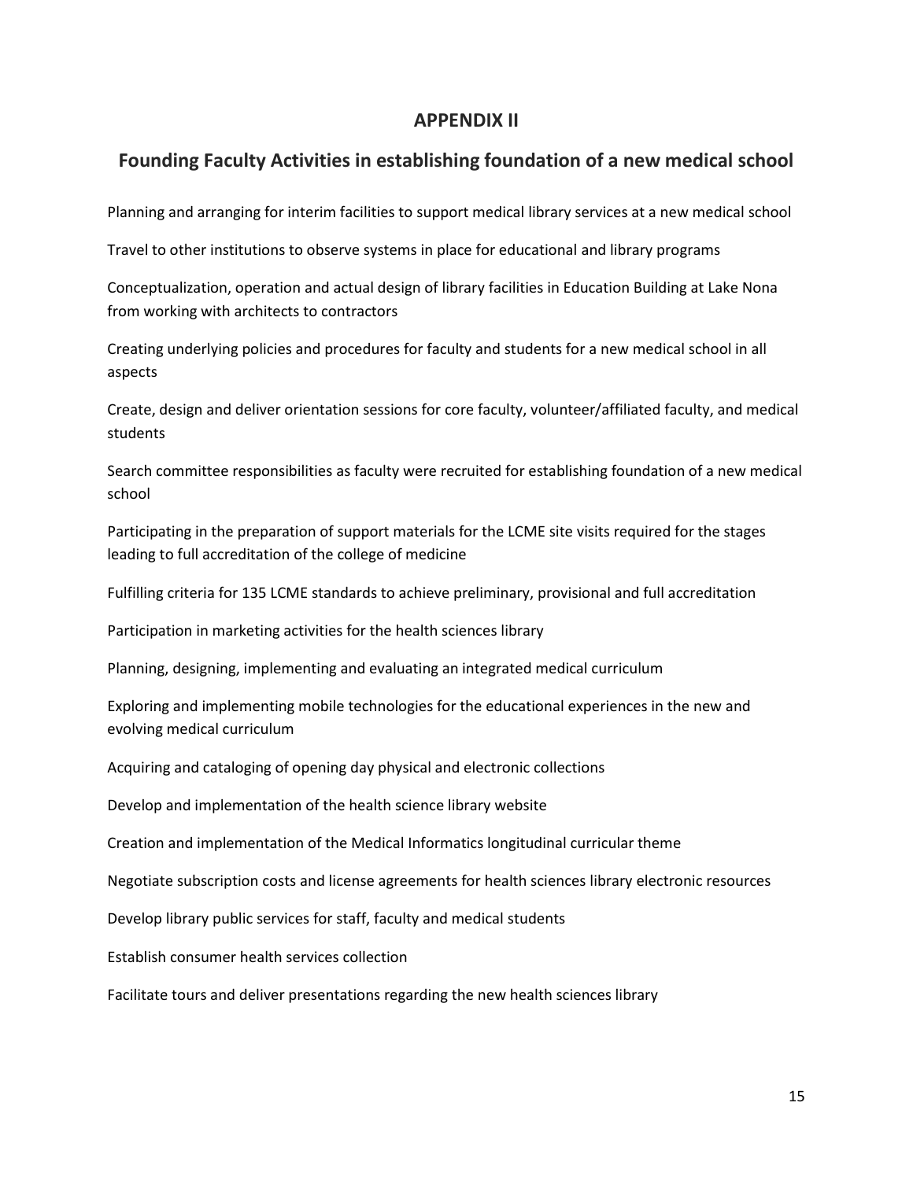# APPENDIX II

## Founding Faculty Activities in establishing foundation of a new medical school

Planning and arranging for interim facilities to support medical library services at a new medical school

Travel to other institutions to observe systems in place for educational and library programs

Conceptualization, operation and actual design of library facilities in Education Building at Lake Nona from working with architects to contractors

Creating underlying policies and procedures for faculty and students for a new medical school in all aspects

Create, design and deliver orientation sessions for core faculty, volunteer/affiliated faculty, and medical students

Search committee responsibilities as faculty were recruited for establishing foundation of a new medical school

Participating in the preparation of support materials for the LCME site visits required for the stages leading to full accreditation of the college of medicine

Fulfilling criteria for 135 LCME standards to achieve preliminary, provisional and full accreditation

Participation in marketing activities for the health sciences library

Planning, designing, implementing and evaluating an integrated medical curriculum

Exploring and implementing mobile technologies for the educational experiences in the new and evolving medical curriculum

Acquiring and cataloging of opening day physical and electronic collections

Develop and implementation of the health science library website

Creation and implementation of the Medical Informatics longitudinal curricular theme

Negotiate subscription costs and license agreements for health sciences library electronic resources

Develop library public services for staff, faculty and medical students

Establish consumer health services collection

Facilitate tours and deliver presentations regarding the new health sciences library